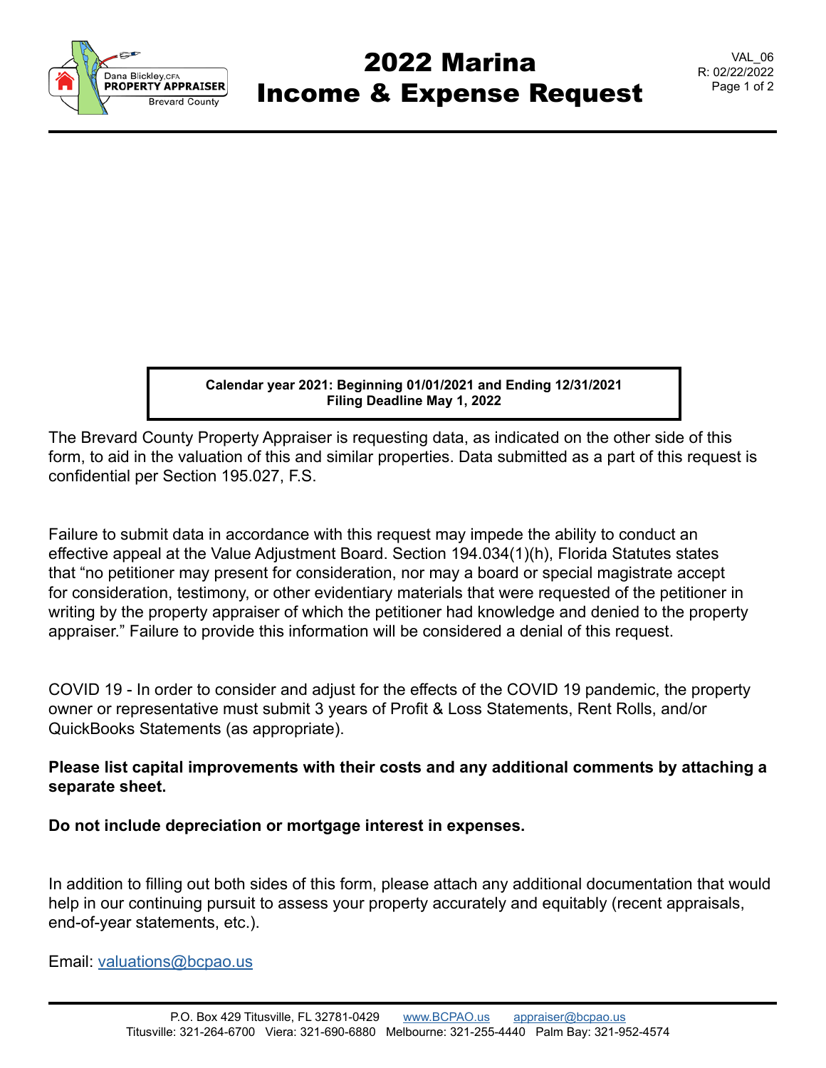# 2022 Marina Income & Expense Request

VAL_06
R: 02/22/2022

**Calendar year 2021: Beginning 01/01/2021 and Ending 12/31/2021**
**Filing Deadline May 1, 2022**

The Brevard County Property Appraiser is requesting data, as indicated on the other side of this form, to aid in the valuation of this and similar properties. Data submitted as a part of this request is confidential per Section 195.027, F.S.

Failure to submit data in accordance with this request may impede the ability to conduct an effective appeal at the Value Adjustment Board. Section 194.034(1)(h), Florida Statutes states that "no petitioner may present for consideration, nor may a board or special magistrate accept for consideration, testimony, or other evidentiary materials that were requested of the petitioner in writing by the property appraiser of which the petitioner had knowledge and denied to the property appraiser." Failure to provide this information will be considered a denial of this request.

COVID 19 - In order to consider and adjust for the effects of the COVID 19 pandemic, the property owner or representative must submit 3 years of Profit & Loss Statements, Rent Rolls, and/or QuickBooks Statements (as appropriate).

**Please list capital improvements with their costs and any additional comments by attaching a separate sheet.**

**Do not include depreciation or mortgage interest in expenses.**

In addition to filling out both sides of this form, please attach any additional documentation that would help in our continuing pursuit to assess your property accurately and equitably (recent appraisals, end-of-year statements, etc.).

Email: valuations@bcpao.us

P.O. Box 429 Titusville, FL 32781-0429 www.BCPAO.us appraiser@bcpao.us
Titusville: 321-264-6700 Viera: 321-690-6880 Melbourne: 321-255-4440 Palm Bay: 321-952-4574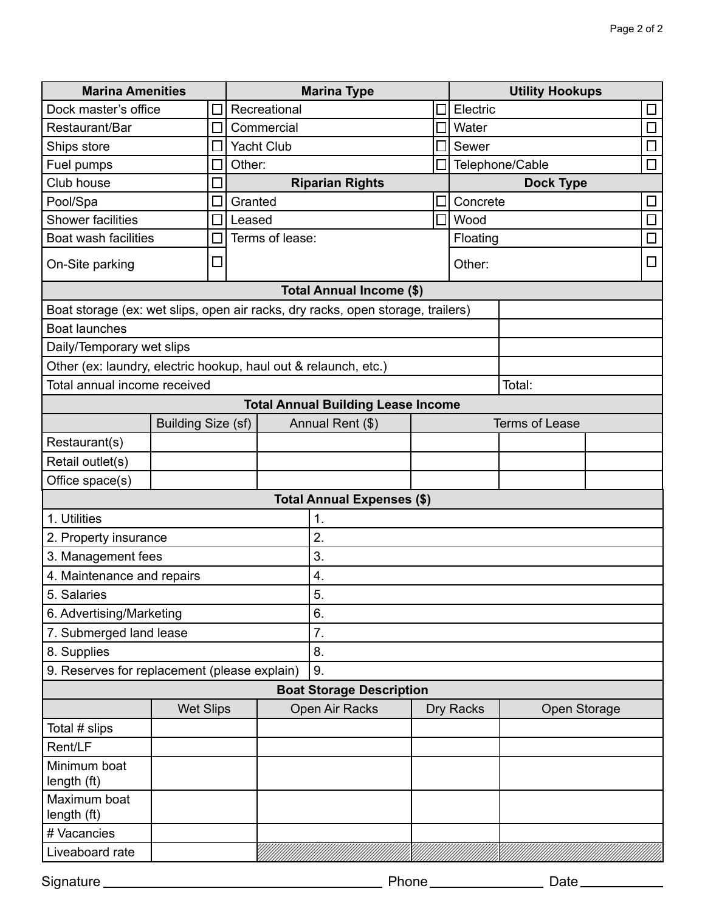| Marina Amenities | | Marina Type | | Utility Hookups | |
|---|---|---|---|---|---|
| Dock master's office | ☐ | Recreational | ☐ | Electric | ☐ |
| Restaurant/Bar | ☐ | Commercial | ☐ | Water | ☐ |
| Ships store | ☐ | Yacht Club | ☐ | Sewer | ☐ |
| Fuel pumps | ☐ | Other: | ☐ | Telephone/Cable | ☐ |
| Club house | ☐ | **Riparian Rights** | | **Dock Type** | |
| Pool/Spa | ☐ | Granted | ☐ | Concrete | ☐ |
| Shower facilities | ☐ | Leased | ☐ | Wood | ☐ |
| Boat wash facilities | ☐ | Terms of lease: | | Floating | ☐ |
| On-Site parking | ☐ | | | Other: | ☐ |

| Total Annual Income ($) | |
|---|---|
| Boat storage (ex: wet slips, open air racks, dry racks, open storage, trailers) | |
| Boat launches | |
| Daily/Temporary wet slips | |
| Other (ex: laundry, electric hookup, haul out & relaunch, etc.) | |
| Total annual income received | Total: |

| Total Annual Building Lease Income | | | | | |
|---|---|---|---|---|---|
| | Building Size (sf) | Annual Rent ($) | Terms of Lease | | |
| Restaurant(s) | | | | | |
| Retail outlet(s) | | | | | |
| Office space(s) | | | | | |

| Total Annual Expenses ($) | |
|---|---|
| 1. Utilities | 1. |
| 2. Property insurance | 2. |
| 3. Management fees | 3. |
| 4. Maintenance and repairs | 4. |
| 5. Salaries | 5. |
| 6. Advertising/Marketing | 6. |
| 7. Submerged land lease | 7. |
| 8. Supplies | 8. |
| 9. Reserves for replacement (please explain) | 9. |

| Boat Storage Description | | | | |
|---|---|---|---|---|
| | Wet Slips | Open Air Racks | Dry Racks | Open Storage |
| Total # slips | | | | |
| Rent/LF | | | | |
| Minimum boat length (ft) | | | | |
| Maximum boat length (ft) | | | | |
| # Vacancies | | | | |
| Liveaboard rate | | | | |

Signature \_\_\_\_\_\_\_\_\_\_\_\_\_\_\_\_\_\_\_\_\_\_\_\_\_\_\_\_\_\_ Phone \_\_\_\_\_\_\_\_\_\_\_\_ Date \_\_\_\_\_\_\_\_\_\_